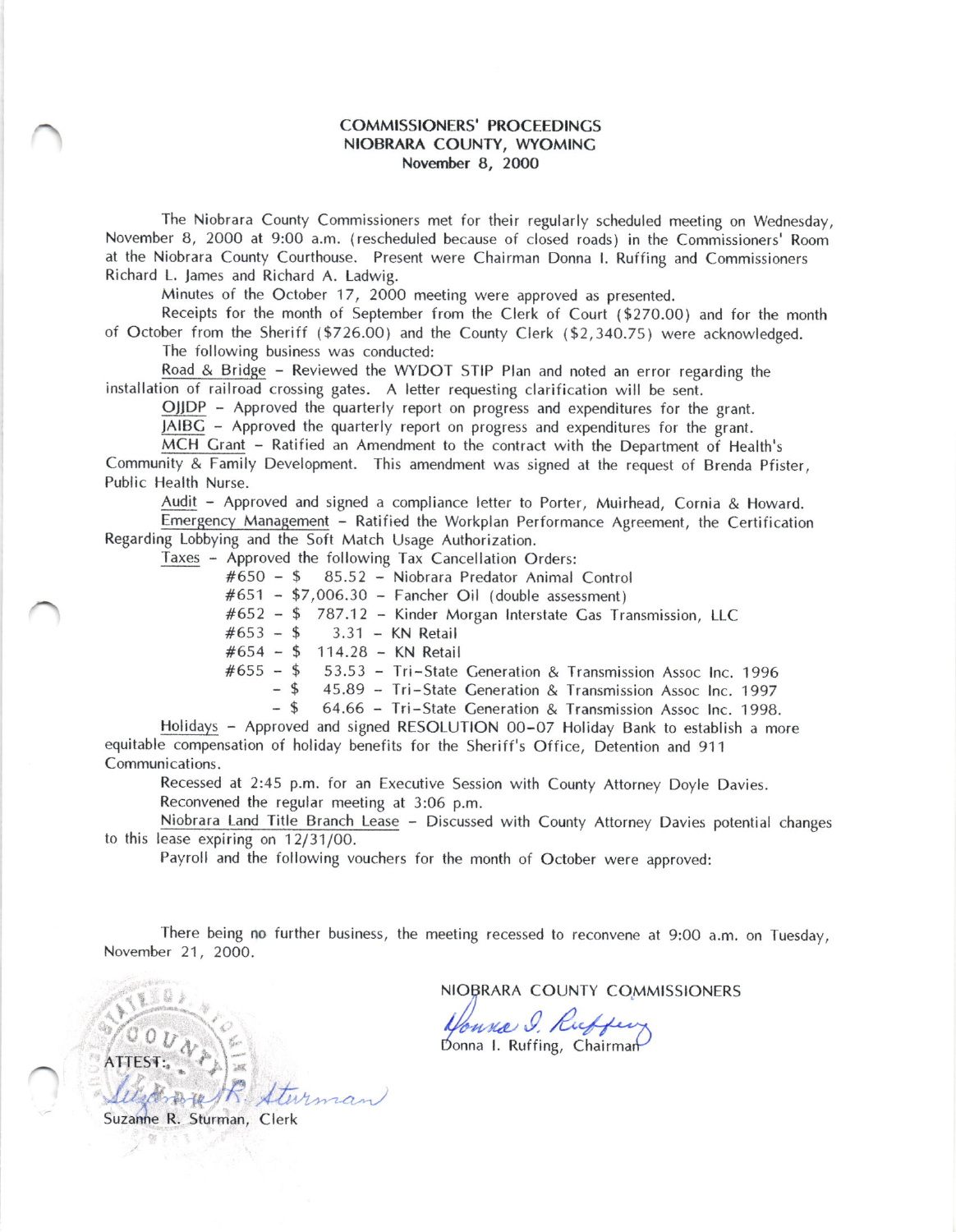# COMMISSIONERS' PROCEEDINGS
## NIOBRARA COUNTY, WYOMING
### November 8, 2000

The Niobrara County Commissioners met for their regularly scheduled meeting on Wednesday, November 8, 2000 at 9:00 a.m. (rescheduled because of closed roads) in the Commissioners' Room at the Niobrara County Courthouse. Present were Chairman Donna I. Ruffing and Commissioners Richard L. James and Richard A. Ladwig.

Minutes of the October 17, 2000 meeting were approved as presented.

Receipts for the month of September from the Clerk of Court ($270.00) and for the month of October from the Sheriff ($726.00) and the County Clerk ($2,340.75) were acknowledged.

The following business was conducted:

Road & Bridge – Reviewed the WYDOT STIP Plan and noted an error regarding the installation of railroad crossing gates. A letter requesting clarification will be sent.

OJJDP – Approved the quarterly report on progress and expenditures for the grant.

JAIBG – Approved the quarterly report on progress and expenditures for the grant.

MCH Grant – Ratified an Amendment to the contract with the Department of Health's Community & Family Development. This amendment was signed at the request of Brenda Pfister, Public Health Nurse.

Audit – Approved and signed a compliance letter to Porter, Muirhead, Cornia & Howard.

Emergency Management – Ratified the Workplan Performance Agreement, the Certification Regarding Lobbying and the Soft Match Usage Authorization.

Taxes – Approved the following Tax Cancellation Orders:

#650 – $ 85.52 – Niobrara Predator Animal Control
#651 – $7,006.30 – Fancher Oil (double assessment)
#652 – $ 787.12 – Kinder Morgan Interstate Gas Transmission, LLC
#653 – $ 3.31 – KN Retail
#654 – $ 114.28 – KN Retail
#655 – $ 53.53 – Tri-State Generation & Transmission Assoc Inc. 1996
– $ 45.89 – Tri-State Generation & Transmission Assoc Inc. 1997
– $ 64.66 – Tri-State Generation & Transmission Assoc Inc. 1998.

Holidays – Approved and signed RESOLUTION 00-07 Holiday Bank to establish a more equitable compensation of holiday benefits for the Sheriff's Office, Detention and 911 Communications.

Recessed at 2:45 p.m. for an Executive Session with County Attorney Doyle Davies.

Reconvened the regular meeting at 3:06 p.m.

Niobrara Land Title Branch Lease – Discussed with County Attorney Davies potential changes to this lease expiring on 12/31/00.

Payroll and the following vouchers for the month of October were approved:

There being no further business, the meeting recessed to reconvene at 9:00 a.m. on Tuesday, November 21, 2000.

NIOBRARA COUNTY COMMISSIONERS

Donna I. Ruffing, Chairman

ATTEST:

Suzanne R. Sturman, Clerk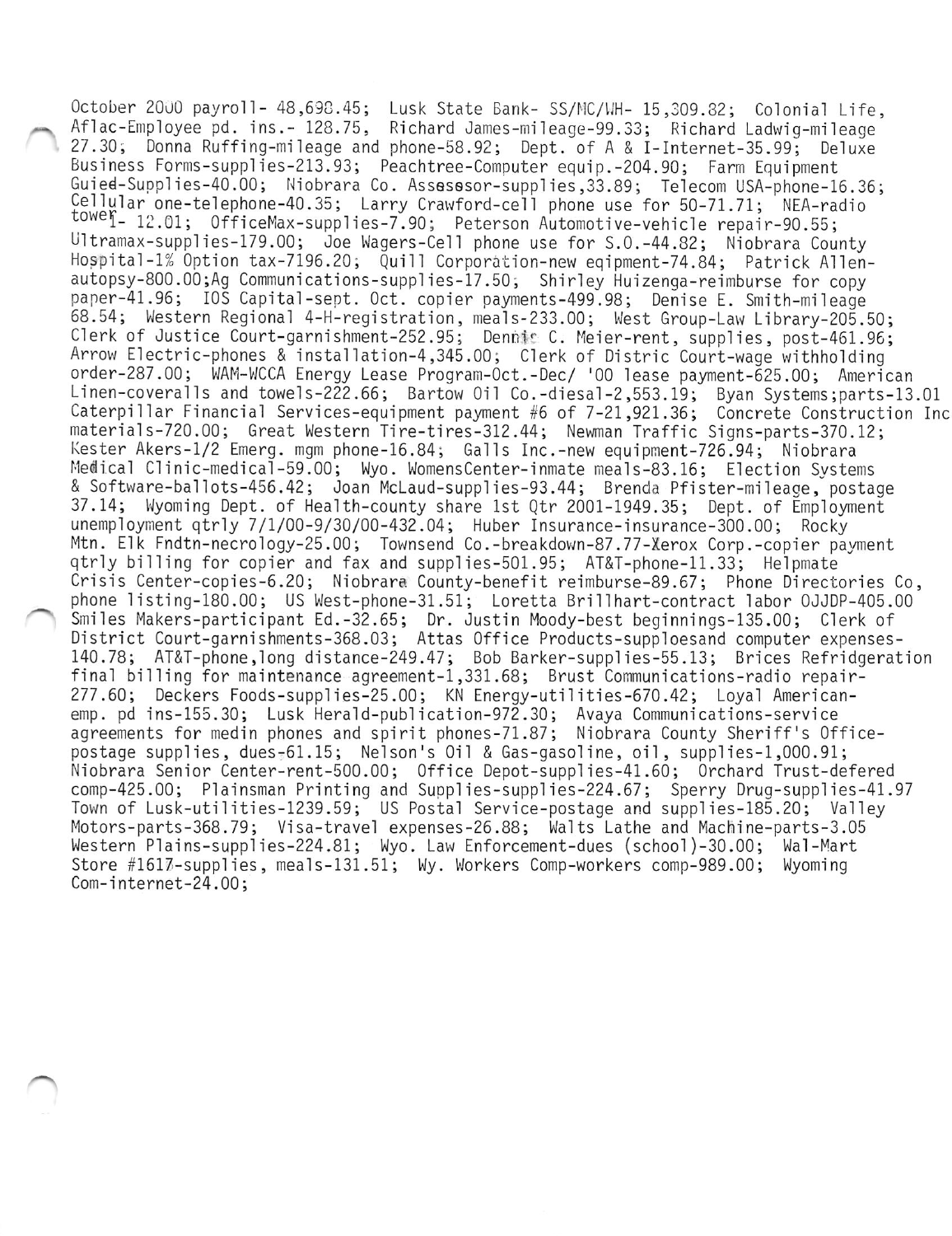October 2000 payroll- 48,698.45; Lusk State Bank- SS/MC/WH- 15,309.82; Colonial Life, Aflac-Employee pd. ins.- 128.75, Richard James-mileage-99.33; Richard Ladwig-mileage 27.30; Donna Ruffing-mileage and phone-58.92; Dept. of A & I-Internet-35.99; Deluxe Business Forms-supplies-213.93; Peachtree-Computer equip.-204.90; Farm Equipment Guied-Supplies-40.00; Niobrara Co. Assesesor-supplies,33.89; Telecom USA-phone-16.36; Cellular one-telephone-40.35; Larry Crawford-cell phone use for 50-71.71; NEA-radio tower- 12.01; OfficeMax-supplies-7.90; Peterson Automotive-vehicle repair-90.55; Ultramax-supplies-179.00; Joe Wagers-Cell phone use for S.O.-44.82; Niobrara County Hospital-1% Option tax-7196.20; Quill Corporation-new eqipment-74.84; Patrick Allen-autopsy-800.00;Ag Communications-supplies-17.50; Shirley Huizenga-reimburse for copy paper-41.96; IOS Capital-sept. Oct. copier payments-499.98; Denise E. Smith-mileage 68.54; Western Regional 4-H-registration, meals-233.00; West Group-Law Library-205.50; Clerk of Justice Court-garnishment-252.95; Dennis C. Meier-rent, supplies, post-461.96; Arrow Electric-phones & installation-4,345.00; Clerk of Distric Court-wage withholding order-287.00; WAM-WCCA Energy Lease Program-Oct.-Dec/ '00 lease payment-625.00; American Linen-coveralls and towels-222.66; Bartow Oil Co.-diesal-2,553.19; Byan Systems;parts-13.01 Caterpillar Financial Services-equipment payment #6 of 7-21,921.36; Concrete Construction Inc materials-720.00; Great Western Tire-tires-312.44; Newman Traffic Signs-parts-370.12; Kester Akers-1/2 Emerg. mgm phone-16.84; Galls Inc.-new equipment-726.94; Niobrara Medical Clinic-medical-59.00; Wyo. WomensCenter-inmate meals-83.16; Election Systems & Software-ballots-456.42; Joan McLaud-supplies-93.44; Brenda Pfister-mileage, postage 37.14; Wyoming Dept. of Health-county share 1st Qtr 2001-1949.35; Dept. of Employment unemployment qtrly 7/1/00-9/30/00-432.04; Huber Insurance-insurance-300.00; Rocky Mtn. Elk Fndtn-necrology-25.00; Townsend Co.-breakdown-87.77-Xerox Corp.-copier payment qtrly billing for copier and fax and supplies-501.95; AT&T-phone-11.33; Helpmate Crisis Center-copies-6.20; Niobrara County-benefit reimburse-89.67; Phone Directories Co, phone listing-180.00; US West-phone-31.51; Loretta Brillhart-contract labor OJJDP-405.00 Smiles Makers-participant Ed.-32.65; Dr. Justin Moody-best beginnings-135.00; Clerk of District Court-garnishments-368.03; Attas Office Products-supploesand computer expenses-140.78; AT&T-phone,long distance-249.47; Bob Barker-supplies-55.13; Brices Refridgeration final billing for maintenance agreement-1,331.68; Brust Communications-radio repair-277.60; Deckers Foods-supplies-25.00; KN Energy-utilities-670.42; Loyal American-emp. pd ins-155.30; Lusk Herald-publication-972.30; Avaya Communications-service agreements for medin phones and spirit phones-71.87; Niobrara County Sheriff's Office-postage supplies, dues-61.15; Nelson's Oil & Gas-gasoline, oil, supplies-1,000.91; Niobrara Senior Center-rent-500.00; Office Depot-supplies-41.60; Orchard Trust-defered comp-425.00; Plainsman Printing and Supplies-supplies-224.67; Sperry Drug-supplies-41.97 Town of Lusk-utilities-1239.59; US Postal Service-postage and supplies-185.20; Valley Motors-parts-368.79; Visa-travel expenses-26.88; Walts Lathe and Machine-parts-3.05 Western Plains-supplies-224.81; Wyo. Law Enforcement-dues (school)-30.00; Wal-Mart Store #1617-supplies, meals-131.51; Wy. Workers Comp-workers comp-989.00; Wyoming Com-internet-24.00;